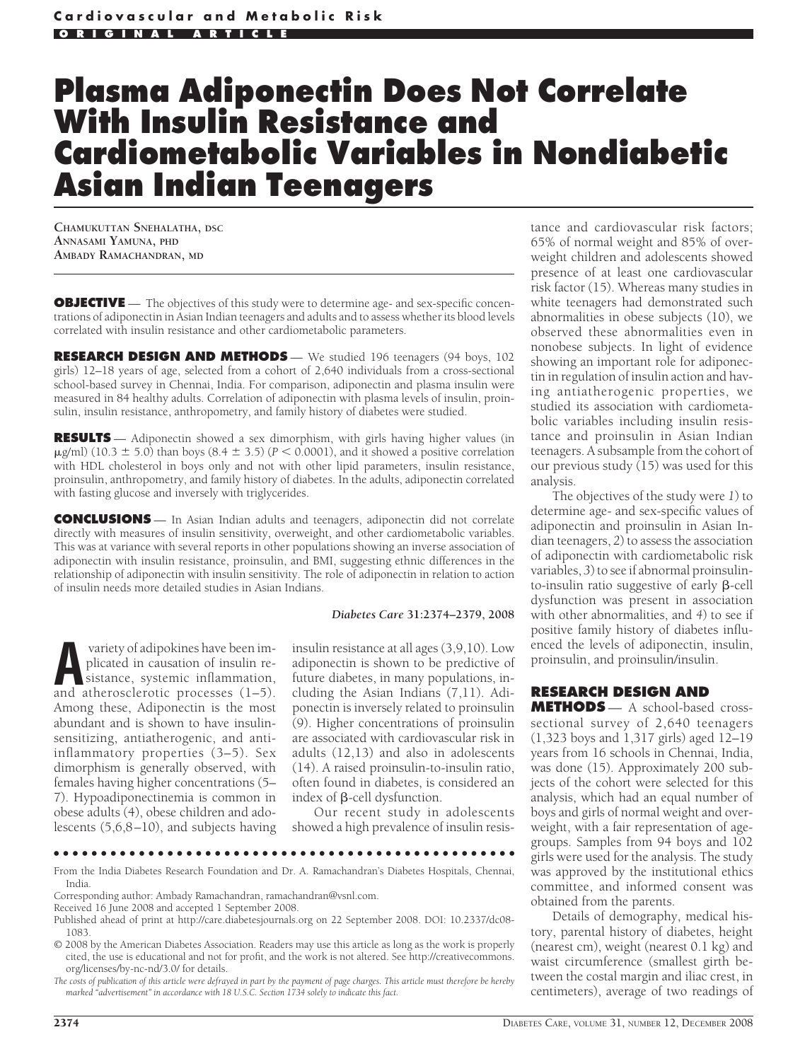# Plasma Adiponectin Does Not Correlate With Insulin Resistance and Cardiometabolic Variables in Nondiabetic Asian Indian Teenagers

**Chamukuttan Snehalatha, dsc**
**Annasami Yamuna, phd**
**Ambady Ramachandran, md**

**OBJECTIVE** — The objectives of this study were to determine age- and sex-specific concentrations of adiponectin in Asian Indian teenagers and adults and to assess whether its blood levels correlated with insulin resistance and other cardiometabolic parameters.

**RESEARCH DESIGN AND METHODS** — We studied 196 teenagers (94 boys, 102 girls) 12–18 years of age, selected from a cohort of 2,640 individuals from a cross-sectional school-based survey in Chennai, India. For comparison, adiponectin and plasma insulin were measured in 84 healthy adults. Correlation of adiponectin with plasma levels of insulin, proinsulin, insulin resistance, anthropometry, and family history of diabetes were studied.

**RESULTS** — Adiponectin showed a sex dimorphism, with girls having higher values (in $\mu$g/ml) ($10.3 \pm 5.0$) than boys ($8.4 \pm 3.5$) ($P < 0.0001$), and it showed a positive correlation with HDL cholesterol in boys only and not with other lipid parameters, insulin resistance, proinsulin, anthropometry, and family history of diabetes. In the adults, adiponectin correlated with fasting glucose and inversely with triglycerides.

**CONCLUSIONS** — In Asian Indian adults and teenagers, adiponectin did not correlate directly with measures of insulin sensitivity, overweight, and other cardiometabolic variables. This was at variance with several reports in other populations showing an inverse association of adiponectin with insulin resistance, proinsulin, and BMI, suggesting ethnic differences in the relationship of adiponectin with insulin sensitivity. The role of adiponectin in relation to action of insulin needs more detailed studies in Asian Indians.

***Diabetes Care* 31:2374–2379, 2008**

A variety of adipokines have been implicated in causation of insulin resistance, systemic inflammation, and atherosclerotic processes (1–5). Among these, Adiponectin is the most abundant and is shown to have insulin-sensitizing, antiatherogenic, and anti-inflammatory properties (3–5). Sex dimorphism is generally observed, with females having higher concentrations (5–7). Hypoadiponectinemia is common in obese adults (4), obese children and adolescents (5,6,8–10), and subjects having insulin resistance at all ages (3,9,10). Low adiponectin is shown to be predictive of future diabetes, in many populations, including the Asian Indians (7,11). Adiponectin is inversely related to proinsulin (9). Higher concentrations of proinsulin are associated with cardiovascular risk in adults (12,13) and also in adolescents (14). A raised proinsulin-to-insulin ratio, often found in diabetes, is considered an index of β-cell dysfunction.

Our recent study in adolescents showed a high prevalence of insulin resistance and cardiovascular risk factors; 65% of normal weight and 85% of overweight children and adolescents showed presence of at least one cardiovascular risk factor (15). Whereas many studies in white teenagers had demonstrated such abnormalities in obese subjects (10), we observed these abnormalities even in nonobese subjects. In light of evidence showing an important role for adiponectin in regulation of insulin action and having antiatherogenic properties, we studied its association with cardiometabolic variables including insulin resistance and proinsulin in Asian Indian teenagers. A subsample from the cohort of our previous study (15) was used for this analysis.

The objectives of the study were *1*) to determine age- and sex-specific values of adiponectin and proinsulin in Asian Indian teenagers, *2*) to assess the association of adiponectin with cardiometabolic risk variables, *3*) to see if abnormal proinsulin-to-insulin ratio suggestive of early β-cell dysfunction was present in association with other abnormalities, and *4*) to see if positive family history of diabetes influenced the levels of adiponectin, insulin, proinsulin, and proinsulin/insulin.

## RESEARCH DESIGN AND METHODS

A school-based cross-sectional survey of 2,640 teenagers (1,323 boys and 1,317 girls) aged 12–19 years from 16 schools in Chennai, India, was done (15). Approximately 200 subjects of the cohort were selected for this analysis, which had an equal number of boys and girls of normal weight and overweight, with a fair representation of age-groups. Samples from 94 boys and 102 girls were used for the analysis. The study was approved by the institutional ethics committee, and informed consent was obtained from the parents.

Details of demography, medical history, parental history of diabetes, height (nearest cm), weight (nearest 0.1 kg) and waist circumference (smallest girth between the costal margin and iliac crest, in centimeters), average of two readings of

---

From the India Diabetes Research Foundation and Dr. A. Ramachandran's Diabetes Hospitals, Chennai, India.

Corresponding author: Ambady Ramachandran, ramachandran@vsnl.com.

Received 16 June 2008 and accepted 1 September 2008.

Published ahead of print at http://care.diabetesjournals.org on 22 September 2008. DOI: 10.2337/dc08-1083.

© 2008 by the American Diabetes Association. Readers may use this article as long as the work is properly cited, the use is educational and not for profit, and the work is not altered. See http://creativecommons.org/licenses/by-nc-nd/3.0/ for details.

*The costs of publication of this article were defrayed in part by the payment of page charges. This article must therefore be hereby marked "advertisement" in accordance with 18 U.S.C. Section 1734 solely to indicate this fact.*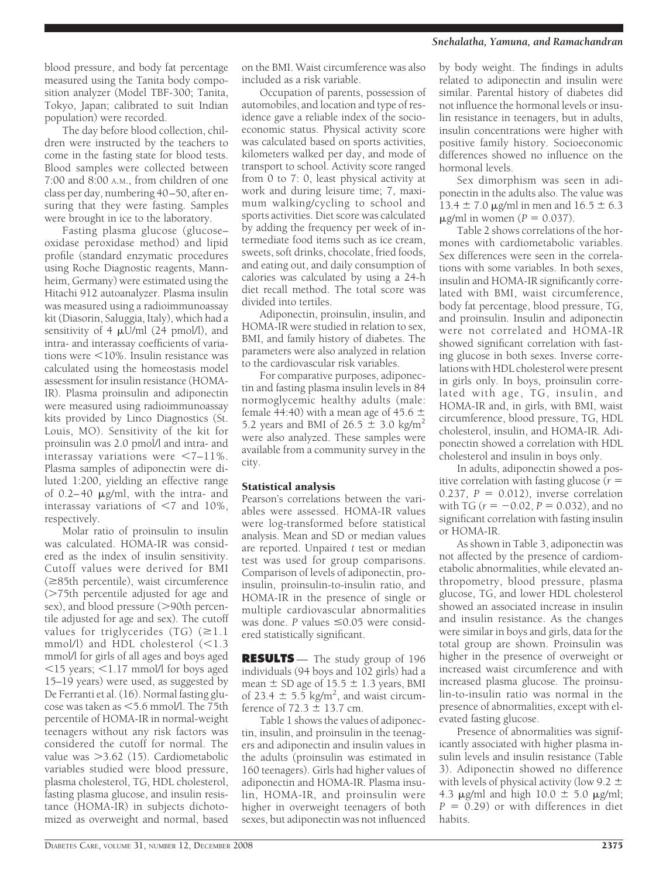blood pressure, and body fat percentage measured using the Tanita body composition analyzer (Model TBF-300; Tanita, Tokyo, Japan; calibrated to suit Indian population) were recorded.

The day before blood collection, children were instructed by the teachers to come in the fasting state for blood tests. Blood samples were collected between 7:00 and 8:00 A.M., from children of one class per day, numbering 40–50, after ensuring that they were fasting. Samples were brought in ice to the laboratory.

Fasting plasma glucose (glucose–oxidase peroxidase method) and lipid profile (standard enzymatic procedures using Roche Diagnostic reagents, Mannheim, Germany) were estimated using the Hitachi 912 autoanalyzer. Plasma insulin was measured using a radioimmunoassay kit (Diasorin, Saluggia, Italy), which had a sensitivity of 4 μU/ml (24 pmol/l), and intra- and interassay coefficients of variations were <10%. Insulin resistance was calculated using the homeostasis model assessment for insulin resistance (HOMA-IR). Plasma proinsulin and adiponectin were measured using radioimmunoassay kits provided by Linco Diagnostics (St. Louis, MO). Sensitivity of the kit for proinsulin was 2.0 pmol/l and intra- and interassay variations were <7–11%. Plasma samples of adiponectin were diluted 1:200, yielding an effective range of 0.2–40 μg/ml, with the intra- and interassay variations of <7 and 10%, respectively.

Molar ratio of proinsulin to insulin was calculated. HOMA-IR was considered as the index of insulin sensitivity. Cutoff values were derived for BMI (≥85th percentile), waist circumference (>75th percentile adjusted for age and sex), and blood pressure (>90th percentile adjusted for age and sex). The cutoff values for triglycerides (TG) (≥1.1 mmol/l) and HDL cholesterol (<1.3 mmol/l for girls of all ages and boys aged <15 years; <1.17 mmol/l for boys aged 15–19 years) were used, as suggested by De Ferranti et al. (16). Normal fasting glucose was taken as <5.6 mmol/l. The 75th percentile of HOMA-IR in normal-weight teenagers without any risk factors was considered the cutoff for normal. The value was >3.62 (15). Cardiometabolic variables studied were blood pressure, plasma cholesterol, TG, HDL cholesterol, fasting plasma glucose, and insulin resistance (HOMA-IR) in subjects dichotomized as overweight and normal, based on the BMI. Waist circumference was also included as a risk variable.

Occupation of parents, possession of automobiles, and location and type of residence gave a reliable index of the socioeconomic status. Physical activity score was calculated based on sports activities, kilometers walked per day, and mode of transport to school. Activity score ranged from 0 to 7: 0, least physical activity at work and during leisure time; 7, maximum walking/cycling to school and sports activities. Diet score was calculated by adding the frequency per week of intermediate food items such as ice cream, sweets, soft drinks, chocolate, fried foods, and eating out, and daily consumption of calories was calculated by using a 24-h diet recall method. The total score was divided into tertiles.

Adiponectin, proinsulin, insulin, and HOMA-IR were studied in relation to sex, BMI, and family history of diabetes. The parameters were also analyzed in relation to the cardiovascular risk variables.

For comparative purposes, adiponectin and fasting plasma insulin levels in 84 normoglycemic healthy adults (male: female 44:40) with a mean age of 45.6 ± 5.2 years and BMI of 26.5 ± 3.0 kg/m$^2$ were also analyzed. These samples were available from a community survey in the city.

### Statistical analysis

Pearson's correlations between the variables were assessed. HOMA-IR values were log-transformed before statistical analysis. Mean and SD or median values are reported. Unpaired *t* test or median test was used for group comparisons. Comparison of levels of adiponectin, proinsulin, proinsulin-to-insulin ratio, and HOMA-IR in the presence of single or multiple cardiovascular abnormalities was done. *P* values ≤0.05 were considered statistically significant.

## RESULTS

The study group of 196 individuals (94 boys and 102 girls) had a mean ± SD age of 15.5 ± 1.3 years, BMI of 23.4 ± 5.5 kg/m$^2$, and waist circumference of 72.3 ± 13.7 cm.

Table 1 shows the values of adiponectin, insulin, and proinsulin in the teenagers and adiponectin and insulin values in the adults (proinsulin was estimated in 160 teenagers). Girls had higher values of adiponectin and HOMA-IR. Plasma insulin, HOMA-IR, and proinsulin were higher in overweight teenagers of both sexes, but adiponectin was not influenced by body weight. The findings in adults related to adiponectin and insulin were similar. Parental history of diabetes did not influence the hormonal levels or insulin resistance in teenagers, but in adults, insulin concentrations were higher with positive family history. Socioeconomic differences showed no influence on the hormonal levels.

Sex dimorphism was seen in adiponectin in the adults also. The value was 13.4 ± 7.0 μg/ml in men and 16.5 ± 6.3 μg/ml in women ($P = 0.037$).

Table 2 shows correlations of the hormones with cardiometabolic variables. Sex differences were seen in the correlations with some variables. In both sexes, insulin and HOMA-IR significantly correlated with BMI, waist circumference, body fat percentage, blood pressure, TG, and proinsulin. Insulin and adiponectin were not correlated and HOMA-IR showed significant correlation with fasting glucose in both sexes. Inverse correlations with HDL cholesterol were present in girls only. In boys, proinsulin correlated with age, TG, insulin, and HOMA-IR and, in girls, with BMI, waist circumference, blood pressure, TG, HDL cholesterol, insulin, and HOMA-IR. Adiponectin showed a correlation with HDL cholesterol and insulin in boys only.

In adults, adiponectin showed a positive correlation with fasting glucose ($r = 0.237$, $P = 0.012$), inverse correlation with TG ($r = -0.02$, $P = 0.032$), and no significant correlation with fasting insulin or HOMA-IR.

As shown in Table 3, adiponectin was not affected by the presence of cardiometabolic abnormalities, while elevated anthropometry, blood pressure, plasma glucose, TG, and lower HDL cholesterol showed an associated increase in insulin and insulin resistance. As the changes were similar in boys and girls, data for the total group are shown. Proinsulin was higher in the presence of overweight or increased waist circumference and with increased plasma glucose. The proinsulin-to-insulin ratio was normal in the presence of abnormalities, except with elevated fasting glucose.

Presence of abnormalities was significantly associated with higher plasma insulin levels and insulin resistance (Table 3). Adiponectin showed no difference with levels of physical activity (low 9.2 ± 4.3 μg/ml and high 10.0 ± 5.0 μg/ml; $P = 0.29$) or with differences in diet habits.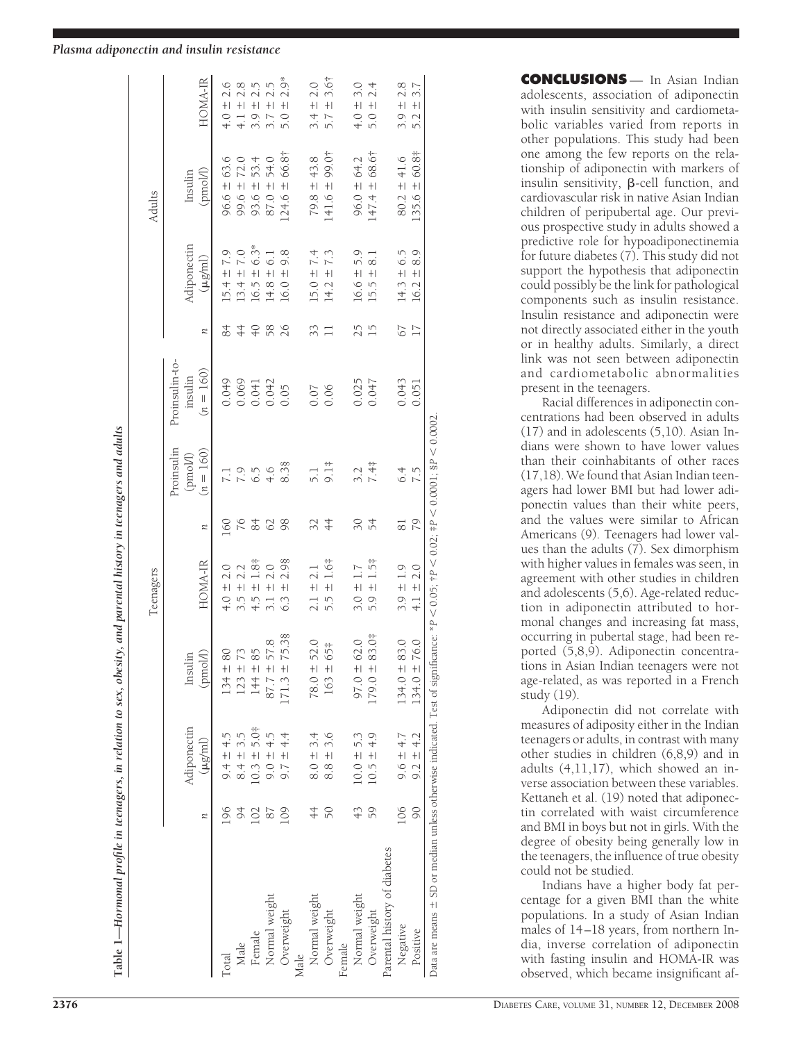**Table 1—Hormonal profile in teenagers, in relation to sex, obesity, and parental history in teenagers and adults**

| | Teenagers | | | | | | | Adults | | | |
|---|---|---|---|---|---|---|---|---|---|---|---|
| | n | Adiponectin (μg/ml) | Insulin (pmol/l) | HOMA-IR | n | Proinsulin (pmol/l) (n = 160) | Proinsulin-to-insulin (n = 160) | n | Adiponectin (μg/ml) | Insulin (pmol/l) | HOMA-IR |
| Total | 196 | 9.4 ± 4.5 | 134 ± 80 | 4.0 ± 2.0 | 160 | 7.1 | 0.049 | 84 | 15.4 ± 7.9 | 96.6 ± 63.6 | 4.0 ± 2.6 |
| Male | 94 | 8.4 ± 3.5 | 123 ± 73 | 3.5 ± 2.2 | 76 | 7.9 | 0.069 | 44 | 13.4 ± 7.0 | 99.6 ± 72.0 | 4.1 ± 2.8 |
| Female | 102 | 10.3 ± 5.0‡ | 144 ± 85 | 4.5 ± 1.8‡ | 84 | 6.5 | 0.041 | 40 | 16.5 ± 6.3* | 93.6 ± 53.4 | 3.9 ± 2.5 |
| Normal weight | 87 | 9.0 ± 4.5 | 87.7 ± 57.8 | 3.1 ± 2.0 | 62 | 4.6 | 0.042 | 58 | 14.8 ± 6.1 | 87.0 ± 54.0 | 3.7 ± 2.5 |
| Overweight | 109 | 9.7 ± 4.4 | 171.3 ± 75.3§ | 6.3 ± 2.9§ | 98 | 8.3§ | 0.05 | 26 | 16.0 ± 9.8 | 124.6 ± 66.8† | 5.0 ± 2.9* |
| Male | | | | | | | | | | | |
| Normal weight | 44 | 8.0 ± 3.4 | 78.0 ± 52.0 | 2.1 ± 2.1 | 32 | 5.1 | 0.07 | 33 | 15.0 ± 7.4 | 79.8 ± 43.8 | 3.4 ± 2.0 |
| Overweight | 50 | 8.8 ± 3.6 | 163 ± 65‡ | 5.5 ± 1.6‡ | 44 | 9.1‡ | 0.06 | 11 | 14.2 ± 7.3 | 141.6 ± 99.0† | 5.7 ± 3.6† |
| Female | | | | | | | | | | | |
| Normal weight | 43 | 10.0 ± 5.3 | 97.0 ± 62.0 | 3.0 ± 1.7 | 30 | 3.2 | 0.025 | 25 | 16.6 ± 5.9 | 96.0 ± 64.2 | 4.0 ± 3.0 |
| Overweight | 59 | 10.5 ± 4.9 | 179.0 ± 83.0‡ | 5.9 ± 1.5‡ | 54 | 7.4‡ | 0.047 | 15 | 15.5 ± 8.1 | 147.4 ± 68.6† | 5.0 ± 2.4 |
| Parental history of diabetes | | | | | | | | | | | |
| Negative | 106 | 9.6 ± 4.7 | 134.0 ± 83.0 | 3.9 ± 1.9 | 81 | 6.4 | 0.043 | 67 | 14.3 ± 6.5 | 80.2 ± 41.6 | 3.9 ± 2.8 |
| Positive | 90 | 9.2 ± 4.2 | 134.0 ± 76.0 | 4.1 ± 2.0 | 79 | 7.5 | 0.051 | 17 | 16.2 ± 8.9 | 135.6 ± 60.8‡ | 5.2 ± 3.7 |

Data are means ± SD or median unless otherwise indicated. Test of significance: \*$P < 0.05$; †$P < 0.02$; ‡$P < 0.0001$; §$P < 0.0002$.

**CONCLUSIONS** — In Asian Indian adolescents, association of adiponectin with insulin sensitivity and cardiometabolic variables varied from reports in other populations. This study had been one among the few reports on the relationship of adiponectin with markers of insulin sensitivity, β-cell function, and cardiovascular risk in native Asian Indian children of peripubertal age. Our previous prospective study in adults showed a predictive role for hypoadiponectinemia for future diabetes (7). This study did not support the hypothesis that adiponectin could possibly be the link for pathological components such as insulin resistance. Insulin resistance and adiponectin were not directly associated either in the youth or in healthy adults. Similarly, a direct link was not seen between adiponectin and cardiometabolic abnormalities present in the teenagers.

Racial differences in adiponectin concentrations had been observed in adults (17) and in adolescents (5,10). Asian Indians were shown to have lower values than their coinhabitants of other races (17,18). We found that Asian Indian teenagers had lower BMI but had lower adiponectin values than their white peers, and the values were similar to African Americans (9). Teenagers had lower values than the adults (7). Sex dimorphism with higher values in females was seen, in agreement with other studies in children and adolescents (5,6). Age-related reduction in adiponectin attributed to hormonal changes and increasing fat mass, occurring in pubertal stage, had been reported (5,8,9). Adiponectin concentrations in Asian Indian teenagers were not age-related, as was reported in a French study (19).

Adiponectin did not correlate with measures of adiposity either in the Indian teenagers or adults, in contrast with many other studies in children (6,8,9) and in adults (4,11,17), which showed an inverse association between these variables. Kettaneh et al. (19) noted that adiponectin correlated with waist circumference and BMI in boys but not in girls. With the degree of obesity being generally low in the teenagers, the influence of true obesity could not be studied.

Indians have a higher body fat percentage for a given BMI than the white populations. In a study of Asian Indian males of 14–18 years, from northern India, inverse correlation of adiponectin with fasting insulin and HOMA-IR was observed, which became insignificant af-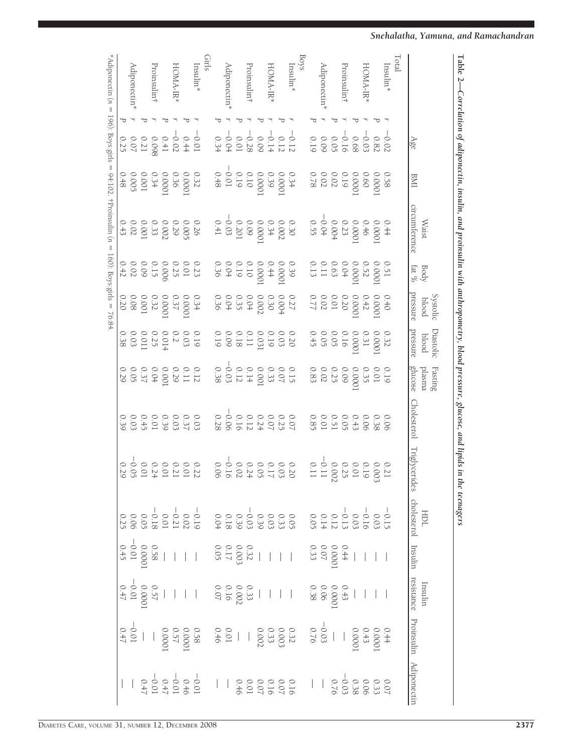**Table 2—Correlation of adiponectin, insulin, and proinsulin with anthropometry, blood pressure, glucose, and lipids in the teenagers**

| | | Age | BMI | Waist circumference | Body fat % | Systolic blood pressure | Diastolic blood pressure | Fasting plasma glucose | Cholesterol | Triglycerides | HDL cholesterol | Insulin | Insulin resistance | Proinsulin | Adiponectin |
|---|---|---|---|---|---|---|---|---|---|---|---|---|---|---|---|
| Total | | | | | | | | | | | | | | | |
| Insulin* | r | −0.02 | 0.58 | 0.44 | 0.51 | 0.40 | 0.32 | 0.19 | 0.06 | 0.21 | −0.15 | — | — | 0.44 | 0.07 |
| | P | 0.82 | 0.0001 | 0.0001 | 0.0001 | 0.0001 | 0.0001 | 0.01 | 0.38 | 0.003 | 0.03 | — | — | 0.0001 | 0.33 |
| HOMA-IR* | r | −0.03 | 0.60 | 0.46 | 0.52 | 0.42 | 0.31 | 0.35 | 0.06 | 0.19 | −0.16 | — | — | 0.43 | 0.06 |
| | P | 0.68 | 0.0001 | 0.0001 | 0.0001 | 0.0001 | 0.0001 | 0.0001 | 0.43 | 0.01 | 0.03 | — | — | 0.0001 | 0.38 |
| Proinsulin† | r | −0.16 | 0.19 | 0.23 | 0.04 | 0.20 | 0.16 | 0.09 | 0.05 | 0.25 | −0.13 | 0.44 | 0.43 | — | −0.03 |
| | P | 0.05 | 0.02 | 0.004 | 0.63 | 0.01 | 0.05 | 0.25 | 0.51 | 0.002 | 0.12 | 0.0001 | 0.0001 | — | 0.76 |
| Adiponectin* | r | 0.09 | 0.02 | −0.04 | 0.11 | 0.02 | 0.05 | 0.02 | 0.01 | −0.11 | 0.14 | 0.07 | 0.06 | −0.03 | — |
| | P | 0.19 | 0.78 | 0.55 | 0.13 | 0.77 | 0.45 | 0.83 | 0.85 | 0.11 | 0.05 | 0.33 | 0.38 | 0.76 | — |
| Boys | | | | | | | | | | | | | | | |
| Insulin* | r | −0.12 | 0.34 | 0.30 | 0.39 | 0.27 | 0.20 | 0.15 | 0.07 | 0.20 | 0.05 | — | — | 0.32 | 0.16 |
| | P | 0.12 | 0.0001 | 0.002 | 0.0001 | 0.004 | 0.03 | 0.07 | 0.25 | 0.03 | 0.33 | — | — | 0.003 | 0.07 |
| HOMA-IR* | r | −0.14 | 0.39 | 0.34 | 0.44 | 0.30 | 0.19 | 0.33 | 0.07 | 0.17 | 0.03 | — | — | 0.33 | 0.16 |
| | P | 0.09 | 0.0001 | 0.0001 | 0.0001 | 0.002 | 0.031 | 0.001 | 0.24 | 0.05 | 0.39 | — | — | 0.002 | 0.07 |
| Proinsulin† | r | −0.28 | 0.10 | 0.09 | 0.10 | 0.04 | 0.11 | 0.14 | 0.12 | 0.24 | −0.03 | 0.32 | 0.33 | — | 0.01 |
| | P | 0.01 | 0.19 | 0.201 | 0.19 | 0.35 | 0.18 | 0.12 | 0.16 | 0.02 | 0.39 | 0.003 | 0.002 | — | 0.46 |
| Adiponectin* | r | −0.04 | −0.01 | −0.03 | 0.04 | 0.04 | 0.09 | −0.03 | −0.06 | −0.16 | 0.18 | 0.17 | 0.16 | 0.01 | — |
| | P | 0.34 | 0.48 | 0.41 | 0.36 | 0.36 | 0.19 | 0.38 | 0.28 | 0.06 | 0.04 | 0.05 | 0.07 | 0.46 | — |
| Girls | | | | | | | | | | | | | | | |
| Insulin* | r | −0.01 | 0.32 | 0.26 | 0.23 | 0.34 | 0.19 | 0.12 | 0.03 | 0.22 | −0.19 | — | — | 0.58 | −0.01 |
| | P | 0.44 | 0.0001 | 0.005 | 0.01 | 0.0001 | 0.03 | 0.11 | 0.37 | 0.01 | 0.02 | — | — | 0.0001 | 0.46 |
| HOMA-IR* | r | −0.02 | 0.36 | 0.29 | 0.25 | 0.37 | 0.2 | 0.29 | 0.03 | 0.21 | −0.21 | — | — | 0.57 | −0.01 |
| | P | 0.41 | 0.0001 | 0.002 | 0.006 | 0.0001 | 0.014 | 0.001 | 0.39 | 0.01 | 0.01 | — | — | 0.0001 | 0.47 |
| Proinsulin† | r | 0.098 | 0.34 | 0.33 | 0.15 | 0.32 | 0.25 | 0.04 | 0.01 | 0.24 | −0.18 | 0.58 | 0.57 | — | −0.01 |
| | P | 0.21 | 0.001 | 0.001 | 0.09 | 0.001 | 0.011 | 0.37 | 0.45 | 0.01 | 0.05 | 0.0001 | 0.0001 | — | 0.47 |
| Adiponectin* | r | 0.07 | 0.005 | 0.02 | 0.02 | 0.08 | 0.03 | 0.05 | 0.03 | −0.05 | 0.06 | −0.01 | −0.01 | −0.01 | — |
| | P | 0.25 | 0.48 | 0.43 | 0.42 | 0.20 | 0.38 | 0.29 | 0.39 | 0.29 | 0.25 | 0.45 | 0.47 | 0.47 | — |

*Adiponectin (n = 196): Boys:girls = 94:102. †Proinsulin (n = 160): Boys:girls = 76:84.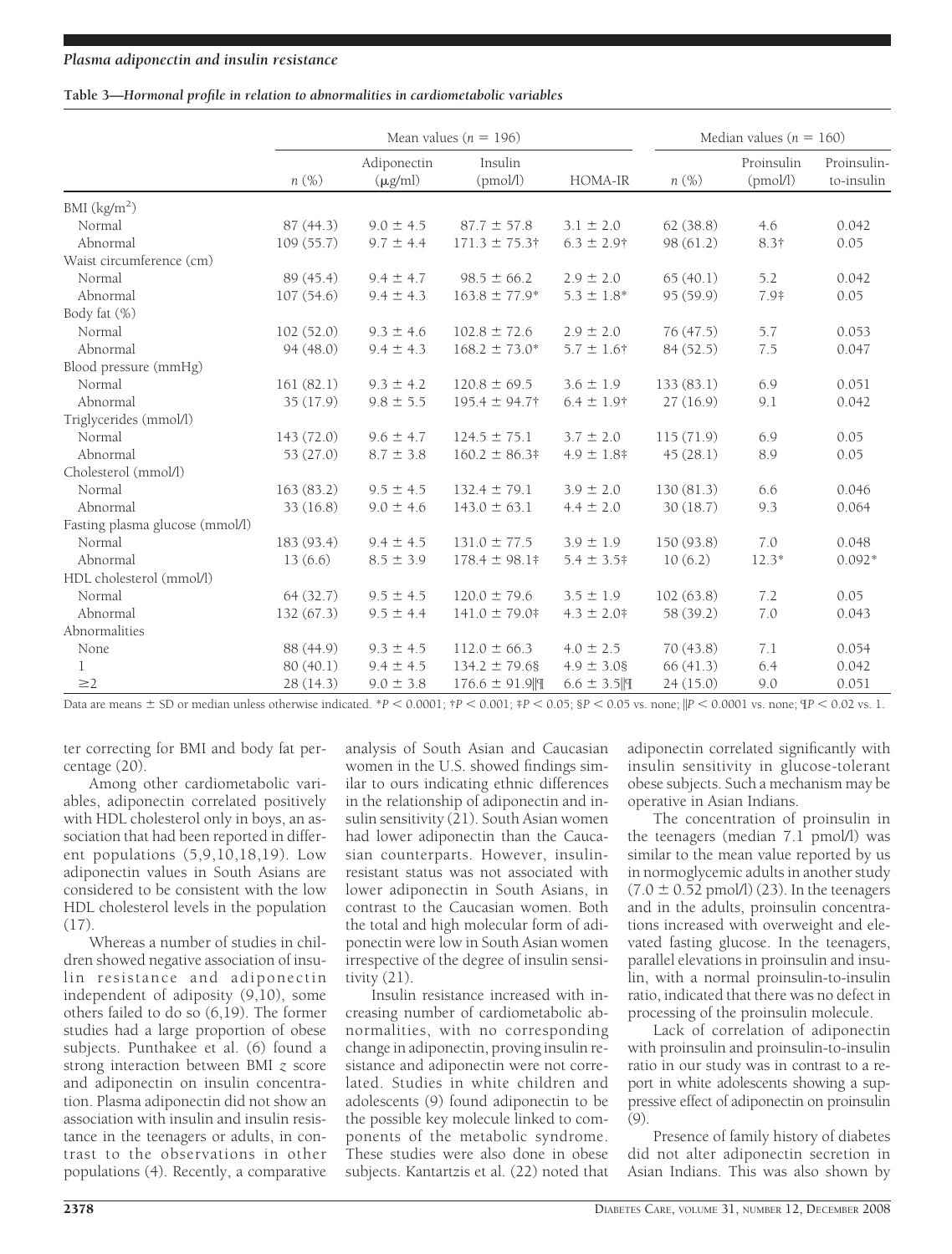**Table 3—Hormonal profile in relation to abnormalities in cardiometabolic variables**

| | Mean values ($n$ = 196) | | | | Median values ($n$ = 160) | | |
|---|---|---|---|---|---|---|---|
| | $n$ (%) | Adiponectin (μg/ml) | Insulin (pmol/l) | HOMA-IR | $n$ (%) | Proinsulin (pmol/l) | Proinsulin-to-insulin |
| BMI (kg/m$^2$) | | | | | | | |
| Normal | 87 (44.3) | 9.0 ± 4.5 | 87.7 ± 57.8 | 3.1 ± 2.0 | 62 (38.8) | 4.6 | 0.042 |
| Abnormal | 109 (55.7) | 9.7 ± 4.4 | 171.3 ± 75.3† | 6.3 ± 2.9† | 98 (61.2) | 8.3† | 0.05 |
| Waist circumference (cm) | | | | | | | |
| Normal | 89 (45.4) | 9.4 ± 4.7 | 98.5 ± 66.2 | 2.9 ± 2.0 | 65 (40.1) | 5.2 | 0.042 |
| Abnormal | 107 (54.6) | 9.4 ± 4.3 | 163.8 ± 77.9* | 5.3 ± 1.8* | 95 (59.9) | 7.9‡ | 0.05 |
| Body fat (%) | | | | | | | |
| Normal | 102 (52.0) | 9.3 ± 4.6 | 102.8 ± 72.6 | 2.9 ± 2.0 | 76 (47.5) | 5.7 | 0.053 |
| Abnormal | 94 (48.0) | 9.4 ± 4.3 | 168.2 ± 73.0* | 5.7 ± 1.6† | 84 (52.5) | 7.5 | 0.047 |
| Blood pressure (mmHg) | | | | | | | |
| Normal | 161 (82.1) | 9.3 ± 4.2 | 120.8 ± 69.5 | 3.6 ± 1.9 | 133 (83.1) | 6.9 | 0.051 |
| Abnormal | 35 (17.9) | 9.8 ± 5.5 | 195.4 ± 94.7† | 6.4 ± 1.9† | 27 (16.9) | 9.1 | 0.042 |
| Triglycerides (mmol/l) | | | | | | | |
| Normal | 143 (72.0) | 9.6 ± 4.7 | 124.5 ± 75.1 | 3.7 ± 2.0 | 115 (71.9) | 6.9 | 0.05 |
| Abnormal | 53 (27.0) | 8.7 ± 3.8 | 160.2 ± 86.3‡ | 4.9 ± 1.8‡ | 45 (28.1) | 8.9 | 0.05 |
| Cholesterol (mmol/l) | | | | | | | |
| Normal | 163 (83.2) | 9.5 ± 4.5 | 132.4 ± 79.1 | 3.9 ± 2.0 | 130 (81.3) | 6.6 | 0.046 |
| Abnormal | 33 (16.8) | 9.0 ± 4.6 | 143.0 ± 63.1 | 4.4 ± 2.0 | 30 (18.7) | 9.3 | 0.064 |
| Fasting plasma glucose (mmol/l) | | | | | | | |
| Normal | 183 (93.4) | 9.4 ± 4.5 | 131.0 ± 77.5 | 3.9 ± 1.9 | 150 (93.8) | 7.0 | 0.048 |
| Abnormal | 13 (6.6) | 8.5 ± 3.9 | 178.4 ± 98.1‡ | 5.4 ± 3.5‡ | 10 (6.2) | 12.3* | 0.092* |
| HDL cholesterol (mmol/l) | | | | | | | |
| Normal | 64 (32.7) | 9.5 ± 4.5 | 120.0 ± 79.6 | 3.5 ± 1.9 | 102 (63.8) | 7.2 | 0.05 |
| Abnormal | 132 (67.3) | 9.5 ± 4.4 | 141.0 ± 79.0‡ | 4.3 ± 2.0‡ | 58 (39.2) | 7.0 | 0.043 |
| Abnormalities | | | | | | | |
| None | 88 (44.9) | 9.3 ± 4.5 | 112.0 ± 66.3 | 4.0 ± 2.5 | 70 (43.8) | 7.1 | 0.054 |
| 1 | 80 (40.1) | 9.4 ± 4.5 | 134.2 ± 79.6§ | 4.9 ± 3.0§ | 66 (41.3) | 6.4 | 0.042 |
| ≥2 | 28 (14.3) | 9.0 ± 3.8 | 176.6 ± 91.9‖¶ | 6.6 ± 3.5‖¶ | 24 (15.0) | 9.0 | 0.051 |

Data are means ± SD or median unless otherwise indicated. *$P < 0.0001$; †$P < 0.001$; ‡$P < 0.05$; §$P < 0.05$ vs. none; ‖$P < 0.0001$ vs. none; ¶$P < 0.02$ vs. 1.

ter correcting for BMI and body fat percentage (20).

Among other cardiometabolic variables, adiponectin correlated positively with HDL cholesterol only in boys, an association that had been reported in different populations (5,9,10,18,19). Low adiponectin values in South Asians are considered to be consistent with the low HDL cholesterol levels in the population (17).

Whereas a number of studies in children showed negative association of insulin resistance and adiponectin independent of adiposity (9,10), some others failed to do so (6,19). The former studies had a large proportion of obese subjects. Punthakee et al. (6) found a strong interaction between BMI $z$ score and adiponectin on insulin concentration. Plasma adiponectin did not show an association with insulin and insulin resistance in the teenagers or adults, in contrast to the observations in other populations (4). Recently, a comparative analysis of South Asian and Caucasian women in the U.S. showed findings similar to ours indicating ethnic differences in the relationship of adiponectin and insulin sensitivity (21). South Asian women had lower adiponectin than the Caucasian counterparts. However, insulin-resistant status was not associated with lower adiponectin in South Asians, in contrast to the Caucasian women. Both the total and high molecular form of adiponectin were low in South Asian women irrespective of the degree of insulin sensitivity (21).

Insulin resistance increased with increasing number of cardiometabolic abnormalities, with no corresponding change in adiponectin, proving insulin resistance and adiponectin were not correlated. Studies in white children and adolescents (9) found adiponectin to be the possible key molecule linked to components of the metabolic syndrome. These studies were also done in obese subjects. Kantartzis et al. (22) noted that adiponectin correlated significantly with insulin sensitivity in glucose-tolerant obese subjects. Such a mechanism may be operative in Asian Indians.

The concentration of proinsulin in the teenagers (median 7.1 pmol/l) was similar to the mean value reported by us in normoglycemic adults in another study (7.0 ± 0.52 pmol/l) (23). In the teenagers and in the adults, proinsulin concentrations increased with overweight and elevated fasting glucose. In the teenagers, parallel elevations in proinsulin and insulin, with a normal proinsulin-to-insulin ratio, indicated that there was no defect in processing of the proinsulin molecule.

Lack of correlation of adiponectin with proinsulin and proinsulin-to-insulin ratio in our study was in contrast to a report in white adolescents showing a suppressive effect of adiponectin on proinsulin (9).

Presence of family history of diabetes did not alter adiponectin secretion in Asian Indians. This was also shown by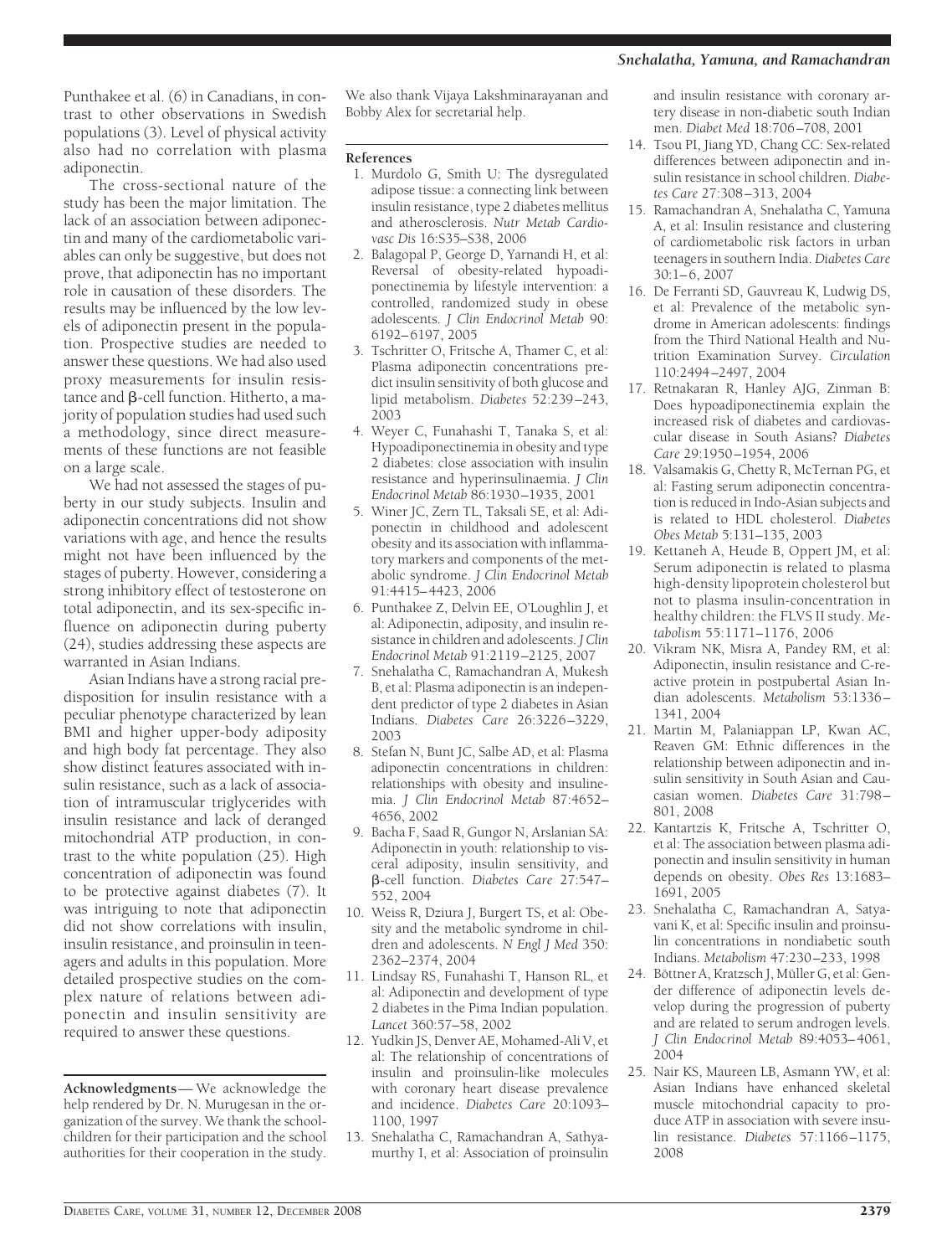Punthakee et al. (6) in Canadians, in contrast to other observations in Swedish populations (3). Level of physical activity also had no correlation with plasma adiponectin.

The cross-sectional nature of the study has been the major limitation. The lack of an association between adiponectin and many of the cardiometabolic variables can only be suggestive, but does not prove, that adiponectin has no important role in causation of these disorders. The results may be influenced by the low levels of adiponectin present in the population. Prospective studies are needed to answer these questions. We had also used proxy measurements for insulin resistance and β-cell function. Hitherto, a majority of population studies had used such a methodology, since direct measurements of these functions are not feasible on a large scale.

We had not assessed the stages of puberty in our study subjects. Insulin and adiponectin concentrations did not show variations with age, and hence the results might not have been influenced by the stages of puberty. However, considering a strong inhibitory effect of testosterone on total adiponectin, and its sex-specific influence on adiponectin during puberty (24), studies addressing these aspects are warranted in Asian Indians.

Asian Indians have a strong racial predisposition for insulin resistance with a peculiar phenotype characterized by lean BMI and higher upper-body adiposity and high body fat percentage. They also show distinct features associated with insulin resistance, such as a lack of association of intramuscular triglycerides with insulin resistance and lack of deranged mitochondrial ATP production, in contrast to the white population (25). High concentration of adiponectin was found to be protective against diabetes (7). It was intriguing to note that adiponectin did not show correlations with insulin, insulin resistance, and proinsulin in teenagers and adults in this population. More detailed prospective studies on the complex nature of relations between adiponectin and insulin sensitivity are required to answer these questions.

**Acknowledgments**— We acknowledge the help rendered by Dr. N. Murugesan in the organization of the survey. We thank the schoolchildren for their participation and the school authorities for their cooperation in the study. We also thank Vijaya Lakshminarayanan and Bobby Alex for secretarial help.

## References

1. Murdolo G, Smith U: The dysregulated adipose tissue: a connecting link between insulin resistance, type 2 diabetes mellitus and atherosclerosis. *Nutr Metab Cardiovasc Dis* 16:S35–S38, 2006
2. Balagopal P, George D, Yarnandi H, et al: Reversal of obesity-related hypoadiponectinemia by lifestyle intervention: a controlled, randomized study in obese adolescents. *J Clin Endocrinol Metab* 90: 6192–6197, 2005
3. Tschritter O, Fritsche A, Thamer C, et al: Plasma adiponectin concentrations predict insulin sensitivity of both glucose and lipid metabolism. *Diabetes* 52:239–243, 2003
4. Weyer C, Funahashi T, Tanaka S, et al: Hypoadiponectinemia in obesity and type 2 diabetes: close association with insulin resistance and hyperinsulinaemia. *J Clin Endocrinol Metab* 86:1930–1935, 2001
5. Winer JC, Zern TL, Taksali SE, et al: Adiponectin in childhood and adolescent obesity and its association with inflammatory markers and components of the metabolic syndrome. *J Clin Endocrinol Metab* 91:4415–4423, 2006
6. Punthakee Z, Delvin EE, O'Loughlin J, et al: Adiponectin, adiposity, and insulin resistance in children and adolescents. *J Clin Endocrinol Metab* 91:2119–2125, 2007
7. Snehalatha C, Ramachandran A, Mukesh B, et al: Plasma adiponectin is an independent predictor of type 2 diabetes in Asian Indians. *Diabetes Care* 26:3226–3229, 2003
8. Stefan N, Bunt JC, Salbe AD, et al: Plasma adiponectin concentrations in children: relationships with obesity and insulinemia. *J Clin Endocrinol Metab* 87:4652–4656, 2002
9. Bacha F, Saad R, Gungor N, Arslanian SA: Adiponectin in youth: relationship to visceral adiposity, insulin sensitivity, and β-cell function. *Diabetes Care* 27:547–552, 2004
10. Weiss R, Dziura J, Burgert TS, et al: Obesity and the metabolic syndrome in children and adolescents. *N Engl J Med* 350: 2362–2374, 2004
11. Lindsay RS, Funahashi T, Hanson RL, et al: Adiponectin and development of type 2 diabetes in the Pima Indian population. *Lancet* 360:57–58, 2002
12. Yudkin JS, Denver AE, Mohamed-Ali V, et al: The relationship of concentrations of insulin and proinsulin-like molecules with coronary heart disease prevalence and incidence. *Diabetes Care* 20:1093–1100, 1997
13. Snehalatha C, Ramachandran A, Sathyamurthy I, et al: Association of proinsulin and insulin resistance with coronary artery disease in non-diabetic south Indian men. *Diabet Med* 18:706–708, 2001
14. Tsou PI, Jiang YD, Chang CC: Sex-related differences between adiponectin and insulin resistance in school children. *Diabetes Care* 27:308–313, 2004
15. Ramachandran A, Snehalatha C, Yamuna A, et al: Insulin resistance and clustering of cardiometabolic risk factors in urban teenagers in southern India. *Diabetes Care* 30:1–6, 2007
16. De Ferranti SD, Gauvreau K, Ludwig DS, et al: Prevalence of the metabolic syndrome in American adolescents: findings from the Third National Health and Nutrition Examination Survey. *Circulation* 110:2494–2497, 2004
17. Retnakaran R, Hanley AJG, Zinman B: Does hypoadiponectinemia explain the increased risk of diabetes and cardiovascular disease in South Asians? *Diabetes Care* 29:1950–1954, 2006
18. Valsamakis G, Chetty R, McTernan PG, et al: Fasting serum adiponectin concentration is reduced in Indo-Asian subjects and is related to HDL cholesterol. *Diabetes Obes Metab* 5:131–135, 2003
19. Kettaneh A, Heude B, Oppert JM, et al: Serum adiponectin is related to plasma high-density lipoprotein cholesterol but not to plasma insulin-concentration in healthy children: the FLVS II study. *Metabolism* 55:1171–1176, 2006
20. Vikram NK, Misra A, Pandey RM, et al: Adiponectin, insulin resistance and C-reactive protein in postpubertal Asian Indian adolescents. *Metabolism* 53:1336–1341, 2004
21. Martin M, Palaniappan LP, Kwan AC, Reaven GM: Ethnic differences in the relationship between adiponectin and insulin sensitivity in South Asian and Caucasian women. *Diabetes Care* 31:798–801, 2008
22. Kantartzis K, Fritsche A, Tschritter O, et al: The association between plasma adiponectin and insulin sensitivity in human depends on obesity. *Obes Res* 13:1683–1691, 2005
23. Snehalatha C, Ramachandran A, Satyavani K, et al: Specific insulin and proinsulin concentrations in nondiabetic south Indians. *Metabolism* 47:230–233, 1998
24. Böttner A, Kratzsch J, Müller G, et al: Gender difference of adiponectin levels develop during the progression of puberty and are related to serum androgen levels. *J Clin Endocrinol Metab* 89:4053–4061, 2004
25. Nair KS, Maureen LB, Asmann YW, et al: Asian Indians have enhanced skeletal muscle mitochondrial capacity to produce ATP in association with severe insulin resistance. *Diabetes* 57:1166–1175, 2008